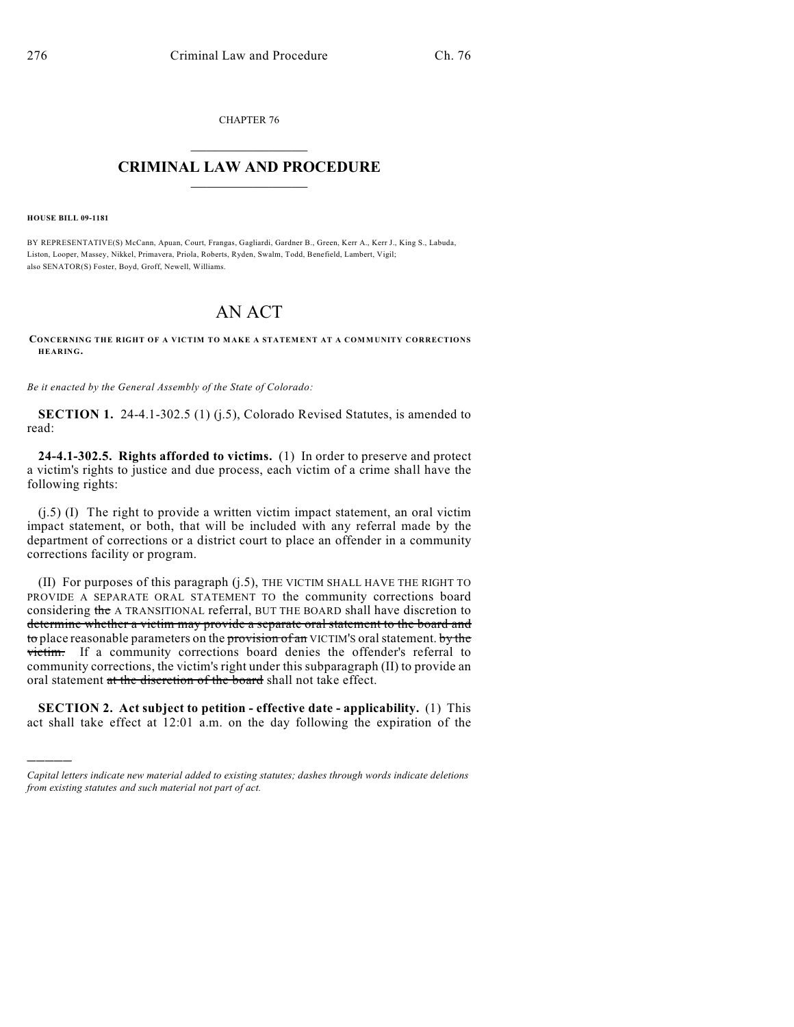CHAPTER 76

# CRIMINAL LAW AND PROCEDURE

**HOUSE BILL 09-1181**

BY REPRESENTATIVE(S) McCann, Apuan, Court, Frangas, Gagliardi, Gardner B., Green, Kerr A., Kerr J., King S., Labuda, Liston, Looper, Massey, Nikkel, Primavera, Priola, Roberts, Ryden, Swalm, Todd, Benefield, Lambert, Vigil; also SENATOR(S) Foster, Boyd, Groff, Newell, Williams.

# AN ACT

**CONCERNING THE RIGHT OF A VICTIM TO MAKE A STATEMENT AT A COMMUNITY CORRECTIONS HEARING.**

*Be it enacted by the General Assembly of the State of Colorado:*

**SECTION 1.** 24-4.1-302.5 (1) (j.5), Colorado Revised Statutes, is amended to read:

**24-4.1-302.5. Rights afforded to victims.** (1) In order to preserve and protect a victim's rights to justice and due process, each victim of a crime shall have the following rights:

(j.5) (I) The right to provide a written victim impact statement, an oral victim impact statement, or both, that will be included with any referral made by the department of corrections or a district court to place an offender in a community corrections facility or program.

(II) For purposes of this paragraph (j.5), THE VICTIM SHALL HAVE THE RIGHT TO PROVIDE A SEPARATE ORAL STATEMENT TO the community corrections board considering ~~the~~ A TRANSITIONAL referral, BUT THE BOARD shall have discretion to ~~determine whether a victim may provide a separate oral statement to the board and to~~ place reasonable parameters on the ~~provision of an~~ VICTIM'S oral statement. ~~by the victim.~~ If a community corrections board denies the offender's referral to community corrections, the victim's right under this subparagraph (II) to provide an oral statement ~~at the discretion of the board~~ shall not take effect.

**SECTION 2. Act subject to petition - effective date - applicability.** (1) This act shall take effect at 12:01 a.m. on the day following the expiration of the

*Capital letters indicate new material added to existing statutes; dashes through words indicate deletions from existing statutes and such material not part of act.*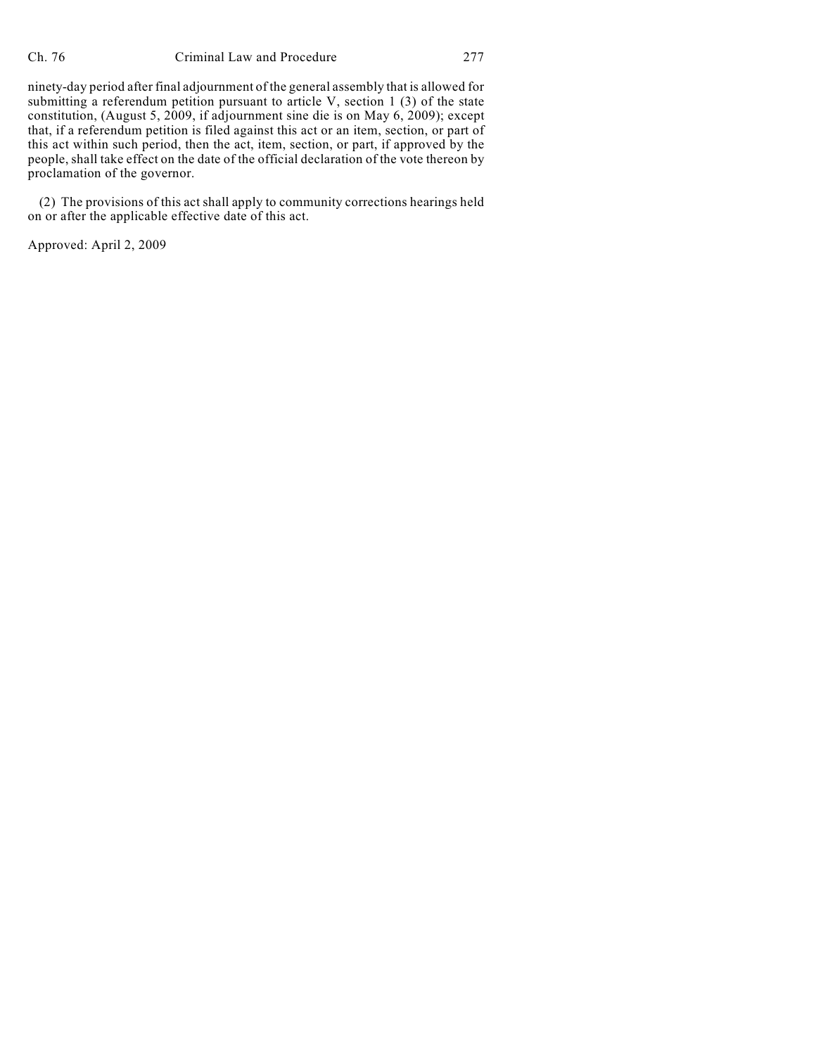ninety-day period after final adjournment of the general assembly that is allowed for submitting a referendum petition pursuant to article V, section 1 (3) of the state constitution, (August 5, 2009, if adjournment sine die is on May 6, 2009); except that, if a referendum petition is filed against this act or an item, section, or part of this act within such period, then the act, item, section, or part, if approved by the people, shall take effect on the date of the official declaration of the vote thereon by proclamation of the governor.

(2) The provisions of this act shall apply to community corrections hearings held on or after the applicable effective date of this act.

Approved: April 2, 2009